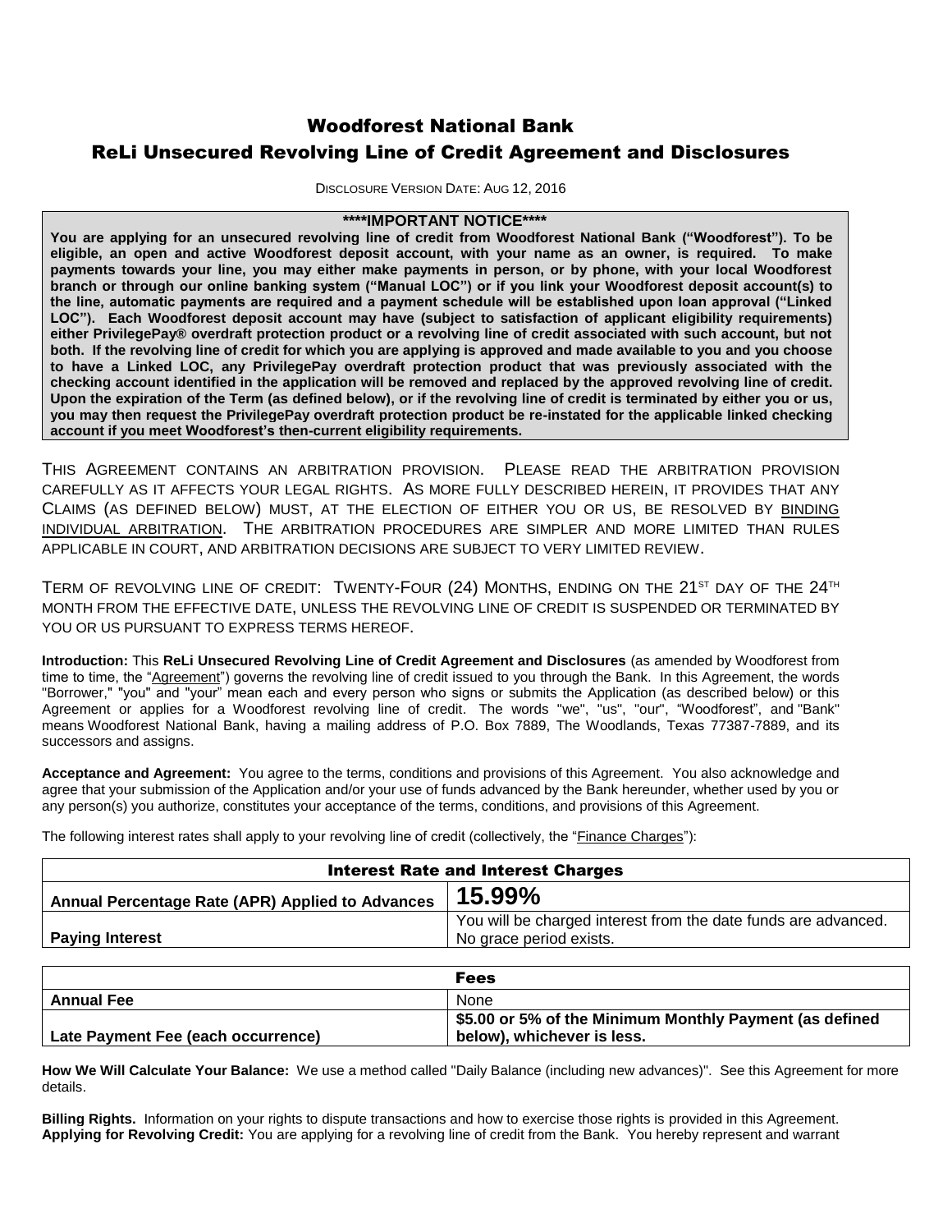# Woodforest National Bank

## ReLi Unsecured Revolving Line of Credit Agreement and Disclosures

DISCLOSURE VERSION DATE: AUG 12, 2016

**\*\*\*\*IMPORTANT NOTICE\*\*\*\***

**You are applying for an unsecured revolving line of credit from Woodforest National Bank ("Woodforest"). To be eligible, an open and active Woodforest deposit account, with your name as an owner, is required. To make payments towards your line, you may either make payments in person, or by phone, with your local Woodforest branch or through our online banking system ("Manual LOC") or if you link your Woodforest deposit account(s) to the line, automatic payments are required and a payment schedule will be established upon loan approval ("Linked LOC"). Each Woodforest deposit account may have (subject to satisfaction of applicant eligibility requirements) either PrivilegePay® overdraft protection product or a revolving line of credit associated with such account, but not both. If the revolving line of credit for which you are applying is approved and made available to you and you choose to have a Linked LOC, any PrivilegePay overdraft protection product that was previously associated with the checking account identified in the application will be removed and replaced by the approved revolving line of credit. Upon the expiration of the Term (as defined below), or if the revolving line of credit is terminated by either you or us, you may then request the PrivilegePay overdraft protection product be re-instated for the applicable linked checking account if you meet Woodforest's then-current eligibility requirements.**

THIS AGREEMENT CONTAINS AN ARBITRATION PROVISION. PLEASE READ THE ARBITRATION PROVISION CAREFULLY AS IT AFFECTS YOUR LEGAL RIGHTS. AS MORE FULLY DESCRIBED HEREIN, IT PROVIDES THAT ANY CLAIMS (AS DEFINED BELOW) MUST, AT THE ELECTION OF EITHER YOU OR US, BE RESOLVED BY <u>BINDING INDIVIDUAL ARBITRATION</u>. THE ARBITRATION PROCEDURES ARE SIMPLER AND MORE LIMITED THAN RULES APPLICABLE IN COURT, AND ARBITRATION DECISIONS ARE SUBJECT TO VERY LIMITED REVIEW.

TERM OF REVOLVING LINE OF CREDIT: TWENTY-FOUR (24) MONTHS, ENDING ON THE 21ST DAY OF THE 24TH MONTH FROM THE EFFECTIVE DATE, UNLESS THE REVOLVING LINE OF CREDIT IS SUSPENDED OR TERMINATED BY YOU OR US PURSUANT TO EXPRESS TERMS HEREOF.

**Introduction:** This **ReLi Unsecured Revolving Line of Credit Agreement and Disclosures** (as amended by Woodforest from time to time, the "<u>Agreement</u>") governs the revolving line of credit issued to you through the Bank. In this Agreement, the words "Borrower," "you" and "your" mean each and every person who signs or submits the Application (as described below) or this Agreement or applies for a Woodforest revolving line of credit. The words "we", "us", "our", "Woodforest", and "Bank" means Woodforest National Bank, having a mailing address of P.O. Box 7889, The Woodlands, Texas 77387-7889, and its successors and assigns.

**Acceptance and Agreement:** You agree to the terms, conditions and provisions of this Agreement. You also acknowledge and agree that your submission of the Application and/or your use of funds advanced by the Bank hereunder, whether used by you or any person(s) you authorize, constitutes your acceptance of the terms, conditions, and provisions of this Agreement.

The following interest rates shall apply to your revolving line of credit (collectively, the "<u>Finance Charges</u>"):

| Interest Rate and Interest Charges | |
|---|---|
| **Annual Percentage Rate (APR) Applied to Advances** | **15.99%** |
| **Paying Interest** | You will be charged interest from the date funds are advanced. No grace period exists. |

| Fees | |
|---|---|
| **Annual Fee** | None |
| **Late Payment Fee (each occurrence)** | **\$5.00 or 5% of the Minimum Monthly Payment (as defined below), whichever is less.** |

**How We Will Calculate Your Balance:** We use a method called "Daily Balance (including new advances)". See this Agreement for more details.

**Billing Rights.** Information on your rights to dispute transactions and how to exercise those rights is provided in this Agreement.
**Applying for Revolving Credit:** You are applying for a revolving line of credit from the Bank. You hereby represent and warrant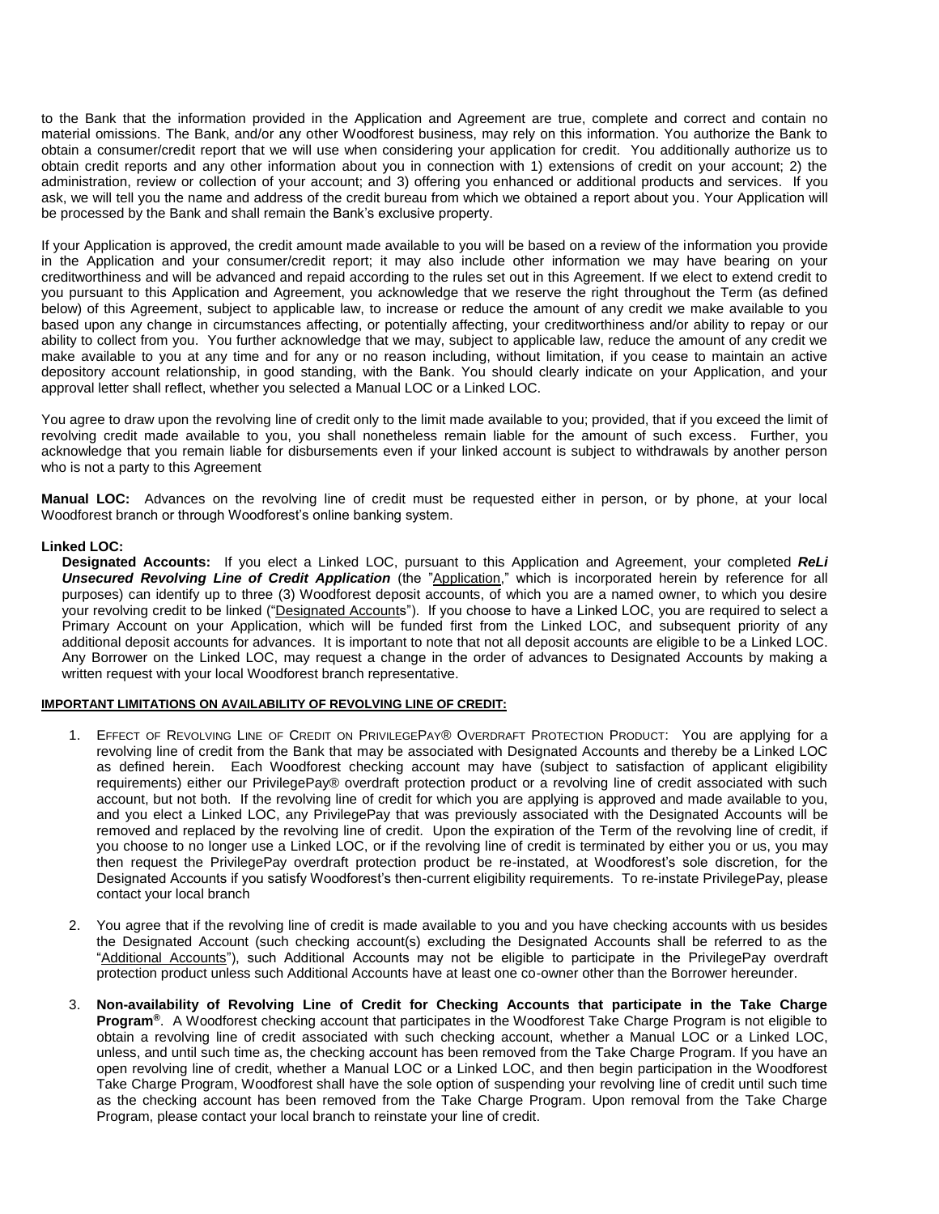to the Bank that the information provided in the Application and Agreement are true, complete and correct and contain no material omissions. The Bank, and/or any other Woodforest business, may rely on this information. You authorize the Bank to obtain a consumer/credit report that we will use when considering your application for credit. You additionally authorize us to obtain credit reports and any other information about you in connection with 1) extensions of credit on your account; 2) the administration, review or collection of your account; and 3) offering you enhanced or additional products and services. If you ask, we will tell you the name and address of the credit bureau from which we obtained a report about you. Your Application will be processed by the Bank and shall remain the Bank's exclusive property.

If your Application is approved, the credit amount made available to you will be based on a review of the information you provide in the Application and your consumer/credit report; it may also include other information we may have bearing on your creditworthiness and will be advanced and repaid according to the rules set out in this Agreement. If we elect to extend credit to you pursuant to this Application and Agreement, you acknowledge that we reserve the right throughout the Term (as defined below) of this Agreement, subject to applicable law, to increase or reduce the amount of any credit we make available to you based upon any change in circumstances affecting, or potentially affecting, your creditworthiness and/or ability to repay or our ability to collect from you. You further acknowledge that we may, subject to applicable law, reduce the amount of any credit we make available to you at any time and for any or no reason including, without limitation, if you cease to maintain an active depository account relationship, in good standing, with the Bank. You should clearly indicate on your Application, and your approval letter shall reflect, whether you selected a Manual LOC or a Linked LOC.

You agree to draw upon the revolving line of credit only to the limit made available to you; provided, that if you exceed the limit of revolving credit made available to you, you shall nonetheless remain liable for the amount of such excess. Further, you acknowledge that you remain liable for disbursements even if your linked account is subject to withdrawals by another person who is not a party to this Agreement

**Manual LOC:** Advances on the revolving line of credit must be requested either in person, or by phone, at your local Woodforest branch or through Woodforest's online banking system.

**Linked LOC:**

**Designated Accounts:** If you elect a Linked LOC, pursuant to this Application and Agreement, your completed ***ReLi Unsecured Revolving Line of Credit Application*** (the "Application," which is incorporated herein by reference for all purposes) can identify up to three (3) Woodforest deposit accounts, of which you are a named owner, to which you desire your revolving credit to be linked ("Designated Accounts"). If you choose to have a Linked LOC, you are required to select a Primary Account on your Application, which will be funded first from the Linked LOC, and subsequent priority of any additional deposit accounts for advances. It is important to note that not all deposit accounts are eligible to be a Linked LOC. Any Borrower on the Linked LOC, may request a change in the order of advances to Designated Accounts by making a written request with your local Woodforest branch representative.

**IMPORTANT LIMITATIONS ON AVAILABILITY OF REVOLVING LINE OF CREDIT:**

1. EFFECT OF REVOLVING LINE OF CREDIT ON PRIVILEGEPAY® OVERDRAFT PROTECTION PRODUCT: You are applying for a revolving line of credit from the Bank that may be associated with Designated Accounts and thereby be a Linked LOC as defined herein. Each Woodforest checking account may have (subject to satisfaction of applicant eligibility requirements) either our PrivilegePay® overdraft protection product or a revolving line of credit associated with such account, but not both. If the revolving line of credit for which you are applying is approved and made available to you, and you elect a Linked LOC, any PrivilegePay that was previously associated with the Designated Accounts will be removed and replaced by the revolving line of credit. Upon the expiration of the Term of the revolving line of credit, if you choose to no longer use a Linked LOC, or if the revolving line of credit is terminated by either you or us, you may then request the PrivilegePay overdraft protection product be re-instated, at Woodforest's sole discretion, for the Designated Accounts if you satisfy Woodforest's then-current eligibility requirements. To re-instate PrivilegePay, please contact your local branch

2. You agree that if the revolving line of credit is made available to you and you have checking accounts with us besides the Designated Account (such checking account(s) excluding the Designated Accounts shall be referred to as the "Additional Accounts"), such Additional Accounts may not be eligible to participate in the PrivilegePay overdraft protection product unless such Additional Accounts have at least one co-owner other than the Borrower hereunder.

3. **Non-availability of Revolving Line of Credit for Checking Accounts that participate in the Take Charge Program®**. A Woodforest checking account that participates in the Woodforest Take Charge Program is not eligible to obtain a revolving line of credit associated with such checking account, whether a Manual LOC or a Linked LOC, unless, and until such time as, the checking account has been removed from the Take Charge Program. If you have an open revolving line of credit, whether a Manual LOC or a Linked LOC, and then begin participation in the Woodforest Take Charge Program, Woodforest shall have the sole option of suspending your revolving line of credit until such time as the checking account has been removed from the Take Charge Program. Upon removal from the Take Charge Program, please contact your local branch to reinstate your line of credit.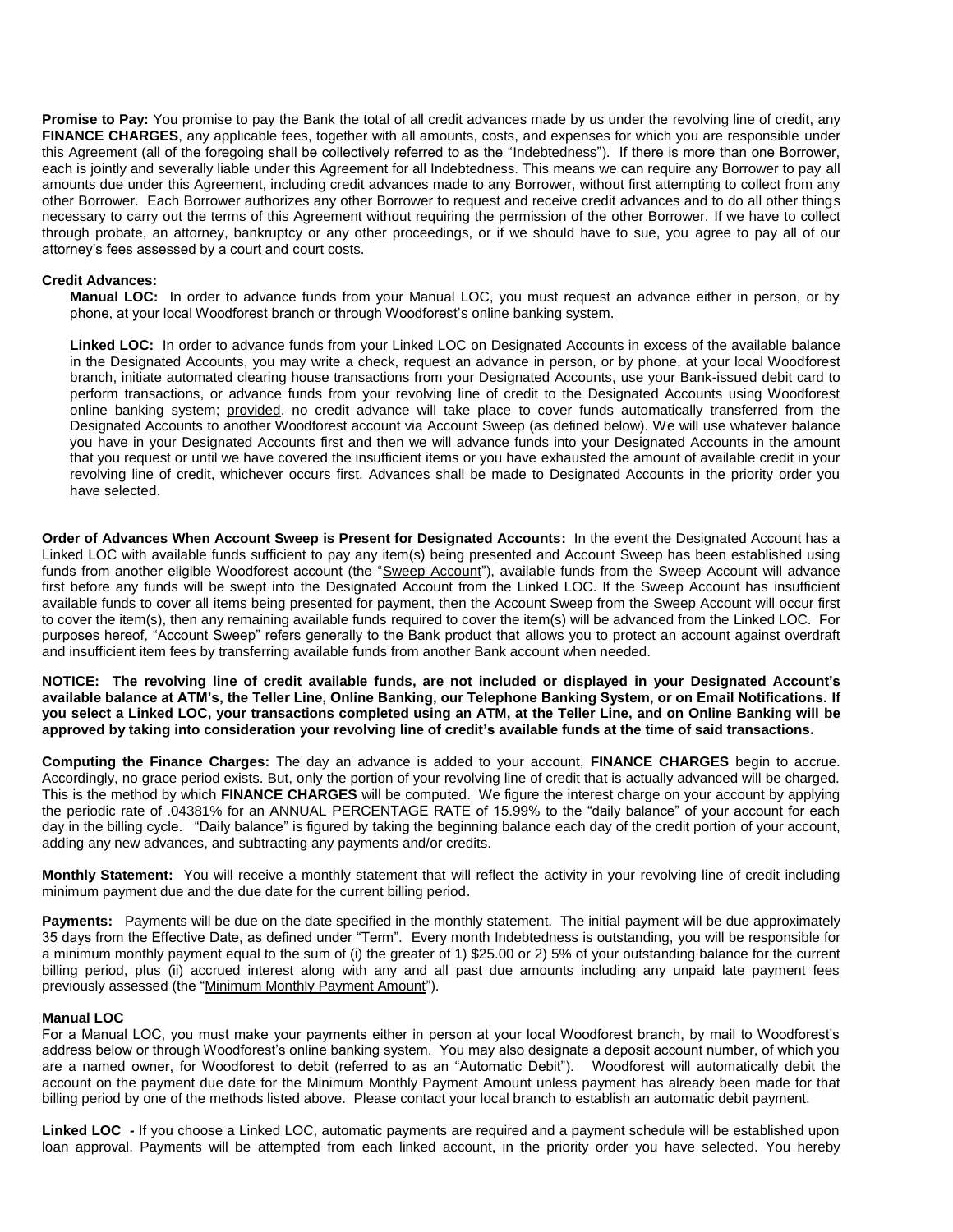**Promise to Pay:** You promise to pay the Bank the total of all credit advances made by us under the revolving line of credit, any **FINANCE CHARGES**, any applicable fees, together with all amounts, costs, and expenses for which you are responsible under this Agreement (all of the foregoing shall be collectively referred to as the "Indebtedness"). If there is more than one Borrower, each is jointly and severally liable under this Agreement for all Indebtedness. This means we can require any Borrower to pay all amounts due under this Agreement, including credit advances made to any Borrower, without first attempting to collect from any other Borrower. Each Borrower authorizes any other Borrower to request and receive credit advances and to do all other things necessary to carry out the terms of this Agreement without requiring the permission of the other Borrower. If we have to collect through probate, an attorney, bankruptcy or any other proceedings, or if we should have to sue, you agree to pay all of our attorney's fees assessed by a court and court costs.

**Credit Advances:**

**Manual LOC:** In order to advance funds from your Manual LOC, you must request an advance either in person, or by phone, at your local Woodforest branch or through Woodforest's online banking system.

**Linked LOC:** In order to advance funds from your Linked LOC on Designated Accounts in excess of the available balance in the Designated Accounts, you may write a check, request an advance in person, or by phone, at your local Woodforest branch, initiate automated clearing house transactions from your Designated Accounts, use your Bank-issued debit card to perform transactions, or advance funds from your revolving line of credit to the Designated Accounts using Woodforest online banking system; provided, no credit advance will take place to cover funds automatically transferred from the Designated Accounts to another Woodforest account via Account Sweep (as defined below). We will use whatever balance you have in your Designated Accounts first and then we will advance funds into your Designated Accounts in the amount that you request or until we have covered the insufficient items or you have exhausted the amount of available credit in your revolving line of credit, whichever occurs first. Advances shall be made to Designated Accounts in the priority order you have selected.

**Order of Advances When Account Sweep is Present for Designated Accounts:** In the event the Designated Account has a Linked LOC with available funds sufficient to pay any item(s) being presented and Account Sweep has been established using funds from another eligible Woodforest account (the "Sweep Account"), available funds from the Sweep Account will advance first before any funds will be swept into the Designated Account from the Linked LOC. If the Sweep Account has insufficient available funds to cover all items being presented for payment, then the Account Sweep from the Sweep Account will occur first to cover the item(s), then any remaining available funds required to cover the item(s) will be advanced from the Linked LOC. For purposes hereof, "Account Sweep" refers generally to the Bank product that allows you to protect an account against overdraft and insufficient item fees by transferring available funds from another Bank account when needed.

**NOTICE: The revolving line of credit available funds, are not included or displayed in your Designated Account's available balance at ATM's, the Teller Line, Online Banking, our Telephone Banking System, or on Email Notifications. If you select a Linked LOC, your transactions completed using an ATM, at the Teller Line, and on Online Banking will be approved by taking into consideration your revolving line of credit's available funds at the time of said transactions.**

**Computing the Finance Charges:** The day an advance is added to your account, **FINANCE CHARGES** begin to accrue. Accordingly, no grace period exists. But, only the portion of your revolving line of credit that is actually advanced will be charged. This is the method by which **FINANCE CHARGES** will be computed. We figure the interest charge on your account by applying the periodic rate of .04381% for an ANNUAL PERCENTAGE RATE of 15.99% to the "daily balance" of your account for each day in the billing cycle. "Daily balance" is figured by taking the beginning balance each day of the credit portion of your account, adding any new advances, and subtracting any payments and/or credits.

**Monthly Statement:** You will receive a monthly statement that will reflect the activity in your revolving line of credit including minimum payment due and the due date for the current billing period.

**Payments:** Payments will be due on the date specified in the monthly statement. The initial payment will be due approximately 35 days from the Effective Date, as defined under "Term". Every month Indebtedness is outstanding, you will be responsible for a minimum monthly payment equal to the sum of (i) the greater of 1) $25.00 or 2) 5% of your outstanding balance for the current billing period, plus (ii) accrued interest along with any and all past due amounts including any unpaid late payment fees previously assessed (the "Minimum Monthly Payment Amount").

**Manual LOC**

For a Manual LOC, you must make your payments either in person at your local Woodforest branch, by mail to Woodforest's address below or through Woodforest's online banking system. You may also designate a deposit account number, of which you are a named owner, for Woodforest to debit (referred to as an "Automatic Debit"). Woodforest will automatically debit the account on the payment due date for the Minimum Monthly Payment Amount unless payment has already been made for that billing period by one of the methods listed above. Please contact your local branch to establish an automatic debit payment.

**Linked LOC -** If you choose a Linked LOC, automatic payments are required and a payment schedule will be established upon loan approval. Payments will be attempted from each linked account, in the priority order you have selected. You hereby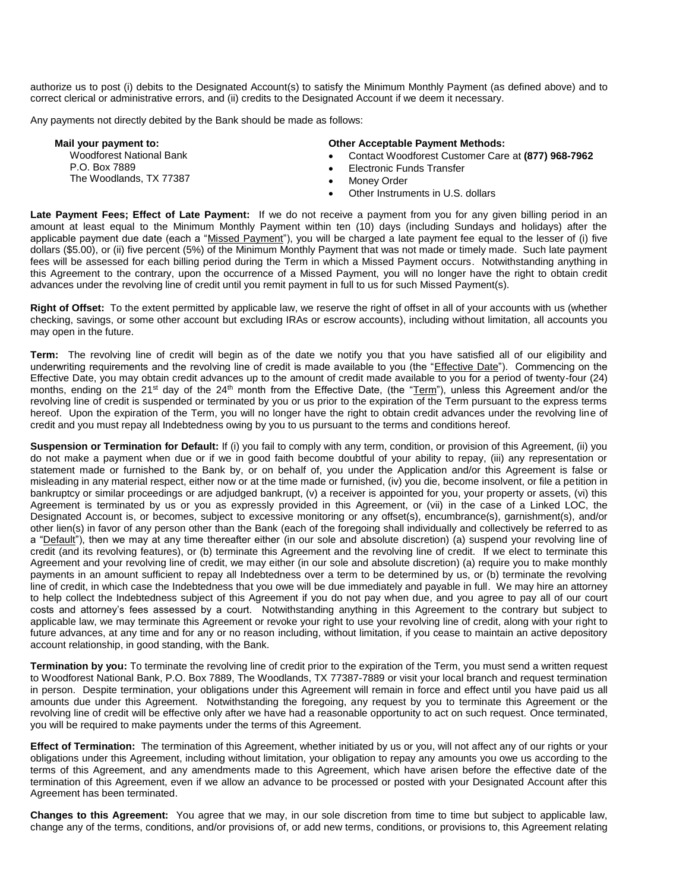authorize us to post (i) debits to the Designated Account(s) to satisfy the Minimum Monthly Payment (as defined above) and to correct clerical or administrative errors, and (ii) credits to the Designated Account if we deem it necessary.

Any payments not directly debited by the Bank should be made as follows:

**Mail your payment to:**
Woodforest National Bank
P.O. Box 7889
The Woodlands, TX 77387

**Other Acceptable Payment Methods:**

- Contact Woodforest Customer Care at **(877) 968-7962**
- Electronic Funds Transfer
- Money Order
- Other Instruments in U.S. dollars

**Late Payment Fees; Effect of Late Payment:** If we do not receive a payment from you for any given billing period in an amount at least equal to the Minimum Monthly Payment within ten (10) days (including Sundays and holidays) after the applicable payment due date (each a "Missed Payment"), you will be charged a late payment fee equal to the lesser of (i) five dollars ($5.00), or (ii) five percent (5%) of the Minimum Monthly Payment that was not made or timely made. Such late payment fees will be assessed for each billing period during the Term in which a Missed Payment occurs. Notwithstanding anything in this Agreement to the contrary, upon the occurrence of a Missed Payment, you will no longer have the right to obtain credit advances under the revolving line of credit until you remit payment in full to us for such Missed Payment(s).

**Right of Offset:** To the extent permitted by applicable law, we reserve the right of offset in all of your accounts with us (whether checking, savings, or some other account but excluding IRAs or escrow accounts), including without limitation, all accounts you may open in the future.

**Term:** The revolving line of credit will begin as of the date we notify you that you have satisfied all of our eligibility and underwriting requirements and the revolving line of credit is made available to you (the "Effective Date"). Commencing on the Effective Date, you may obtain credit advances up to the amount of credit made available to you for a period of twenty-four (24) months, ending on the 21st day of the 24th month from the Effective Date, (the "Term"), unless this Agreement and/or the revolving line of credit is suspended or terminated by you or us prior to the expiration of the Term pursuant to the express terms hereof. Upon the expiration of the Term, you will no longer have the right to obtain credit advances under the revolving line of credit and you must repay all Indebtedness owing by you to us pursuant to the terms and conditions hereof.

**Suspension or Termination for Default:** If (i) you fail to comply with any term, condition, or provision of this Agreement, (ii) you do not make a payment when due or if we in good faith become doubtful of your ability to repay, (iii) any representation or statement made or furnished to the Bank by, or on behalf of, you under the Application and/or this Agreement is false or misleading in any material respect, either now or at the time made or furnished, (iv) you die, become insolvent, or file a petition in bankruptcy or similar proceedings or are adjudged bankrupt, (v) a receiver is appointed for you, your property or assets, (vi) this Agreement is terminated by us or you as expressly provided in this Agreement, or (vii) in the case of a Linked LOC, the Designated Account is, or becomes, subject to excessive monitoring or any offset(s), encumbrance(s), garnishment(s), and/or other lien(s) in favor of any person other than the Bank (each of the foregoing shall individually and collectively be referred to as a "Default"), then we may at any time thereafter either (in our sole and absolute discretion) (a) suspend your revolving line of credit (and its revolving features), or (b) terminate this Agreement and the revolving line of credit. If we elect to terminate this Agreement and your revolving line of credit, we may either (in our sole and absolute discretion) (a) require you to make monthly payments in an amount sufficient to repay all Indebtedness over a term to be determined by us, or (b) terminate the revolving line of credit, in which case the Indebtedness that you owe will be due immediately and payable in full. We may hire an attorney to help collect the Indebtedness subject of this Agreement if you do not pay when due, and you agree to pay all of our court costs and attorney's fees assessed by a court. Notwithstanding anything in this Agreement to the contrary but subject to applicable law, we may terminate this Agreement or revoke your right to use your revolving line of credit, along with your right to future advances, at any time and for any or no reason including, without limitation, if you cease to maintain an active depository account relationship, in good standing, with the Bank.

**Termination by you:** To terminate the revolving line of credit prior to the expiration of the Term, you must send a written request to Woodforest National Bank, P.O. Box 7889, The Woodlands, TX 77387-7889 or visit your local branch and request termination in person. Despite termination, your obligations under this Agreement will remain in force and effect until you have paid us all amounts due under this Agreement. Notwithstanding the foregoing, any request by you to terminate this Agreement or the revolving line of credit will be effective only after we have had a reasonable opportunity to act on such request. Once terminated, you will be required to make payments under the terms of this Agreement.

**Effect of Termination:** The termination of this Agreement, whether initiated by us or you, will not affect any of our rights or your obligations under this Agreement, including without limitation, your obligation to repay any amounts you owe us according to the terms of this Agreement, and any amendments made to this Agreement, which have arisen before the effective date of the termination of this Agreement, even if we allow an advance to be processed or posted with your Designated Account after this Agreement has been terminated.

**Changes to this Agreement:** You agree that we may, in our sole discretion from time to time but subject to applicable law, change any of the terms, conditions, and/or provisions of, or add new terms, conditions, or provisions to, this Agreement relating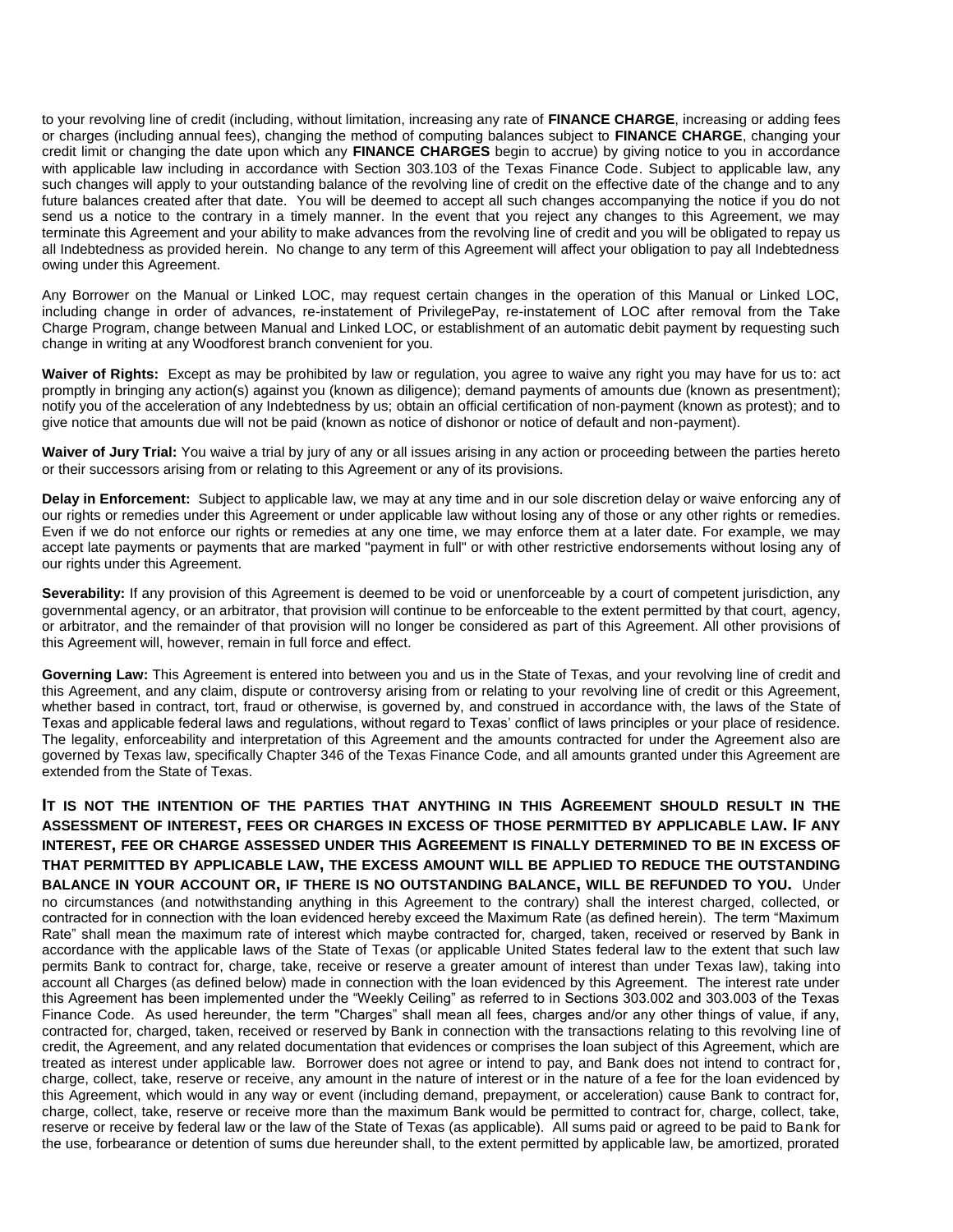to your revolving line of credit (including, without limitation, increasing any rate of **FINANCE CHARGE**, increasing or adding fees or charges (including annual fees), changing the method of computing balances subject to **FINANCE CHARGE**, changing your credit limit or changing the date upon which any **FINANCE CHARGES** begin to accrue) by giving notice to you in accordance with applicable law including in accordance with Section 303.103 of the Texas Finance Code. Subject to applicable law, any such changes will apply to your outstanding balance of the revolving line of credit on the effective date of the change and to any future balances created after that date. You will be deemed to accept all such changes accompanying the notice if you do not send us a notice to the contrary in a timely manner. In the event that you reject any changes to this Agreement, we may terminate this Agreement and your ability to make advances from the revolving line of credit and you will be obligated to repay us all Indebtedness as provided herein. No change to any term of this Agreement will affect your obligation to pay all Indebtedness owing under this Agreement.

Any Borrower on the Manual or Linked LOC, may request certain changes in the operation of this Manual or Linked LOC, including change in order of advances, re-instatement of PrivilegePay, re-instatement of LOC after removal from the Take Charge Program, change between Manual and Linked LOC, or establishment of an automatic debit payment by requesting such change in writing at any Woodforest branch convenient for you.

**Waiver of Rights:** Except as may be prohibited by law or regulation, you agree to waive any right you may have for us to: act promptly in bringing any action(s) against you (known as diligence); demand payments of amounts due (known as presentment); notify you of the acceleration of any Indebtedness by us; obtain an official certification of non-payment (known as protest); and to give notice that amounts due will not be paid (known as notice of dishonor or notice of default and non-payment).

**Waiver of Jury Trial:** You waive a trial by jury of any or all issues arising in any action or proceeding between the parties hereto or their successors arising from or relating to this Agreement or any of its provisions.

**Delay in Enforcement:** Subject to applicable law, we may at any time and in our sole discretion delay or waive enforcing any of our rights or remedies under this Agreement or under applicable law without losing any of those or any other rights or remedies. Even if we do not enforce our rights or remedies at any one time, we may enforce them at a later date. For example, we may accept late payments or payments that are marked "payment in full" or with other restrictive endorsements without losing any of our rights under this Agreement.

**Severability:** If any provision of this Agreement is deemed to be void or unenforceable by a court of competent jurisdiction, any governmental agency, or an arbitrator, that provision will continue to be enforceable to the extent permitted by that court, agency, or arbitrator, and the remainder of that provision will no longer be considered as part of this Agreement. All other provisions of this Agreement will, however, remain in full force and effect.

**Governing Law:** This Agreement is entered into between you and us in the State of Texas, and your revolving line of credit and this Agreement, and any claim, dispute or controversy arising from or relating to your revolving line of credit or this Agreement, whether based in contract, tort, fraud or otherwise, is governed by, and construed in accordance with, the laws of the State of Texas and applicable federal laws and regulations, without regard to Texas' conflict of laws principles or your place of residence. The legality, enforceability and interpretation of this Agreement and the amounts contracted for under the Agreement also are governed by Texas law, specifically Chapter 346 of the Texas Finance Code, and all amounts granted under this Agreement are extended from the State of Texas.

**IT IS NOT THE INTENTION OF THE PARTIES THAT ANYTHING IN THIS AGREEMENT SHOULD RESULT IN THE ASSESSMENT OF INTEREST, FEES OR CHARGES IN EXCESS OF THOSE PERMITTED BY APPLICABLE LAW. IF ANY INTEREST, FEE OR CHARGE ASSESSED UNDER THIS AGREEMENT IS FINALLY DETERMINED TO BE IN EXCESS OF THAT PERMITTED BY APPLICABLE LAW, THE EXCESS AMOUNT WILL BE APPLIED TO REDUCE THE OUTSTANDING BALANCE IN YOUR ACCOUNT OR, IF THERE IS NO OUTSTANDING BALANCE, WILL BE REFUNDED TO YOU.** Under no circumstances (and notwithstanding anything in this Agreement to the contrary) shall the interest charged, collected, or contracted for in connection with the loan evidenced hereby exceed the Maximum Rate (as defined herein). The term "Maximum Rate" shall mean the maximum rate of interest which maybe contracted for, charged, taken, received or reserved by Bank in accordance with the applicable laws of the State of Texas (or applicable United States federal law to the extent that such law permits Bank to contract for, charge, take, receive or reserve a greater amount of interest than under Texas law), taking into account all Charges (as defined below) made in connection with the loan evidenced by this Agreement. The interest rate under this Agreement has been implemented under the "Weekly Ceiling" as referred to in Sections 303.002 and 303.003 of the Texas Finance Code. As used hereunder, the term "Charges" shall mean all fees, charges and/or any other things of value, if any, contracted for, charged, taken, received or reserved by Bank in connection with the transactions relating to this revolving line of credit, the Agreement, and any related documentation that evidences or comprises the loan subject of this Agreement, which are treated as interest under applicable law. Borrower does not agree or intend to pay, and Bank does not intend to contract for, charge, collect, take, reserve or receive, any amount in the nature of interest or in the nature of a fee for the loan evidenced by this Agreement, which would in any way or event (including demand, prepayment, or acceleration) cause Bank to contract for, charge, collect, take, reserve or receive more than the maximum Bank would be permitted to contract for, charge, collect, take, reserve or receive by federal law or the law of the State of Texas (as applicable). All sums paid or agreed to be paid to Bank for the use, forbearance or detention of sums due hereunder shall, to the extent permitted by applicable law, be amortized, prorated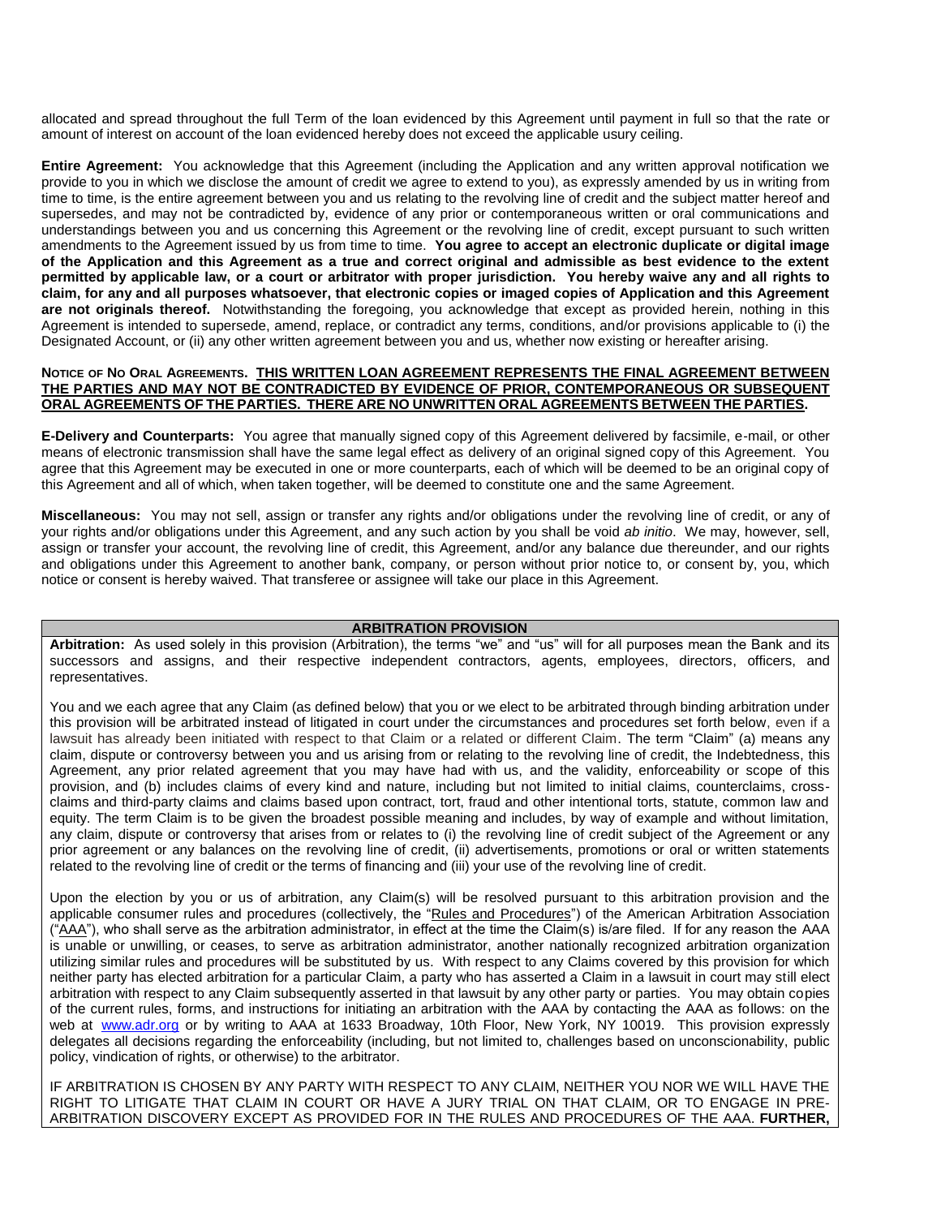allocated and spread throughout the full Term of the loan evidenced by this Agreement until payment in full so that the rate or amount of interest on account of the loan evidenced hereby does not exceed the applicable usury ceiling.

**Entire Agreement:** You acknowledge that this Agreement (including the Application and any written approval notification we provide to you in which we disclose the amount of credit we agree to extend to you), as expressly amended by us in writing from time to time, is the entire agreement between you and us relating to the revolving line of credit and the subject matter hereof and supersedes, and may not be contradicted by, evidence of any prior or contemporaneous written or oral communications and understandings between you and us concerning this Agreement or the revolving line of credit, except pursuant to such written amendments to the Agreement issued by us from time to time. **You agree to accept an electronic duplicate or digital image of the Application and this Agreement as a true and correct original and admissible as best evidence to the extent permitted by applicable law, or a court or arbitrator with proper jurisdiction. You hereby waive any and all rights to claim, for any and all purposes whatsoever, that electronic copies or imaged copies of Application and this Agreement are not originals thereof.** Notwithstanding the foregoing, you acknowledge that except as provided herein, nothing in this Agreement is intended to supersede, amend, replace, or contradict any terms, conditions, and/or provisions applicable to (i) the Designated Account, or (ii) any other written agreement between you and us, whether now existing or hereafter arising.

**NOTICE OF NO ORAL AGREEMENTS. THIS WRITTEN LOAN AGREEMENT REPRESENTS THE FINAL AGREEMENT BETWEEN THE PARTIES AND MAY NOT BE CONTRADICTED BY EVIDENCE OF PRIOR, CONTEMPORANEOUS OR SUBSEQUENT ORAL AGREEMENTS OF THE PARTIES. THERE ARE NO UNWRITTEN ORAL AGREEMENTS BETWEEN THE PARTIES.**

**E-Delivery and Counterparts:** You agree that manually signed copy of this Agreement delivered by facsimile, e-mail, or other means of electronic transmission shall have the same legal effect as delivery of an original signed copy of this Agreement. You agree that this Agreement may be executed in one or more counterparts, each of which will be deemed to be an original copy of this Agreement and all of which, when taken together, will be deemed to constitute one and the same Agreement.

**Miscellaneous:** You may not sell, assign or transfer any rights and/or obligations under the revolving line of credit, or any of your rights and/or obligations under this Agreement, and any such action by you shall be void *ab initio*. We may, however, sell, assign or transfer your account, the revolving line of credit, this Agreement, and/or any balance due thereunder, and our rights and obligations under this Agreement to another bank, company, or person without prior notice to, or consent by, you, which notice or consent is hereby waived. That transferee or assignee will take our place in this Agreement.

## ARBITRATION PROVISION

**Arbitration:** As used solely in this provision (Arbitration), the terms "we" and "us" will for all purposes mean the Bank and its successors and assigns, and their respective independent contractors, agents, employees, directors, officers, and representatives.

You and we each agree that any Claim (as defined below) that you or we elect to be arbitrated through binding arbitration under this provision will be arbitrated instead of litigated in court under the circumstances and procedures set forth below, even if a lawsuit has already been initiated with respect to that Claim or a related or different Claim. The term "Claim" (a) means any claim, dispute or controversy between you and us arising from or relating to the revolving line of credit, the Indebtedness, this Agreement, any prior related agreement that you may have had with us, and the validity, enforceability or scope of this provision, and (b) includes claims of every kind and nature, including but not limited to initial claims, counterclaims, cross-claims and third-party claims and claims based upon contract, tort, fraud and other intentional torts, statute, common law and equity. The term Claim is to be given the broadest possible meaning and includes, by way of example and without limitation, any claim, dispute or controversy that arises from or relates to (i) the revolving line of credit subject of the Agreement or any prior agreement or any balances on the revolving line of credit, (ii) advertisements, promotions or oral or written statements related to the revolving line of credit or the terms of financing and (iii) your use of the revolving line of credit.

Upon the election by you or us of arbitration, any Claim(s) will be resolved pursuant to this arbitration provision and the applicable consumer rules and procedures (collectively, the "Rules and Procedures") of the American Arbitration Association ("AAA"), who shall serve as the arbitration administrator, in effect at the time the Claim(s) is/are filed. If for any reason the AAA is unable or unwilling, or ceases, to serve as arbitration administrator, another nationally recognized arbitration organization utilizing similar rules and procedures will be substituted by us. With respect to any Claims covered by this provision for which neither party has elected arbitration for a particular Claim, a party who has asserted a Claim in a lawsuit in court may still elect arbitration with respect to any Claim subsequently asserted in that lawsuit by any other party or parties. You may obtain copies of the current rules, forms, and instructions for initiating an arbitration with the AAA by contacting the AAA as follows: on the web at www.adr.org or by writing to AAA at 1633 Broadway, 10th Floor, New York, NY 10019. This provision expressly delegates all decisions regarding the enforceability (including, but not limited to, challenges based on unconscionability, public policy, vindication of rights, or otherwise) to the arbitrator.

IF ARBITRATION IS CHOSEN BY ANY PARTY WITH RESPECT TO ANY CLAIM, NEITHER YOU NOR WE WILL HAVE THE RIGHT TO LITIGATE THAT CLAIM IN COURT OR HAVE A JURY TRIAL ON THAT CLAIM, OR TO ENGAGE IN PRE-ARBITRATION DISCOVERY EXCEPT AS PROVIDED FOR IN THE RULES AND PROCEDURES OF THE AAA. **FURTHER,**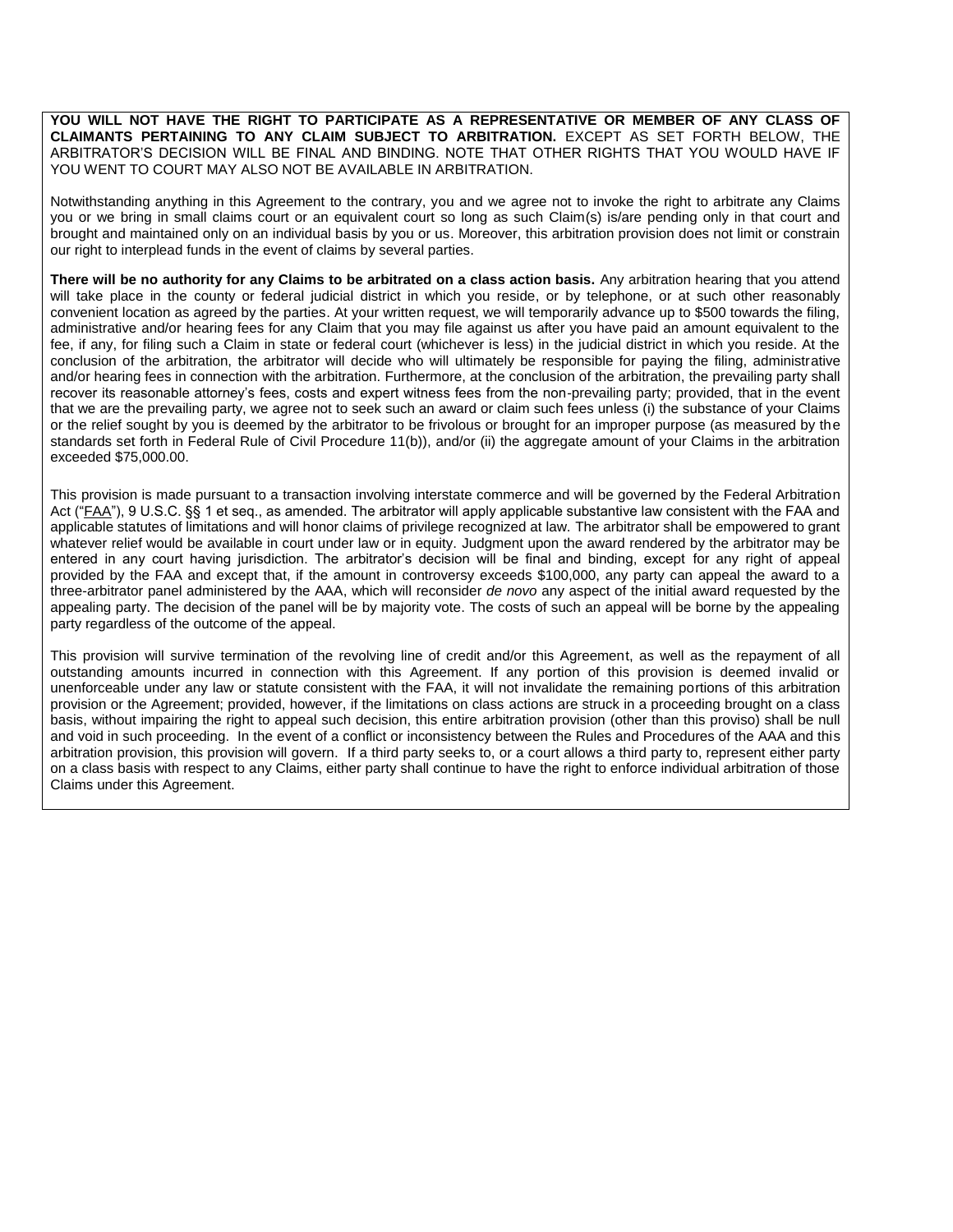**YOU WILL NOT HAVE THE RIGHT TO PARTICIPATE AS A REPRESENTATIVE OR MEMBER OF ANY CLASS OF CLAIMANTS PERTAINING TO ANY CLAIM SUBJECT TO ARBITRATION.** EXCEPT AS SET FORTH BELOW, THE ARBITRATOR'S DECISION WILL BE FINAL AND BINDING. NOTE THAT OTHER RIGHTS THAT YOU WOULD HAVE IF YOU WENT TO COURT MAY ALSO NOT BE AVAILABLE IN ARBITRATION.

Notwithstanding anything in this Agreement to the contrary, you and we agree not to invoke the right to arbitrate any Claims you or we bring in small claims court or an equivalent court so long as such Claim(s) is/are pending only in that court and brought and maintained only on an individual basis by you or us. Moreover, this arbitration provision does not limit or constrain our right to interplead funds in the event of claims by several parties.

**There will be no authority for any Claims to be arbitrated on a class action basis.** Any arbitration hearing that you attend will take place in the county or federal judicial district in which you reside, or by telephone, or at such other reasonably convenient location as agreed by the parties. At your written request, we will temporarily advance up to $500 towards the filing, administrative and/or hearing fees for any Claim that you may file against us after you have paid an amount equivalent to the fee, if any, for filing such a Claim in state or federal court (whichever is less) in the judicial district in which you reside. At the conclusion of the arbitration, the arbitrator will decide who will ultimately be responsible for paying the filing, administrative and/or hearing fees in connection with the arbitration. Furthermore, at the conclusion of the arbitration, the prevailing party shall recover its reasonable attorney's fees, costs and expert witness fees from the non-prevailing party; provided, that in the event that we are the prevailing party, we agree not to seek such an award or claim such fees unless (i) the substance of your Claims or the relief sought by you is deemed by the arbitrator to be frivolous or brought for an improper purpose (as measured by the standards set forth in Federal Rule of Civil Procedure 11(b)), and/or (ii) the aggregate amount of your Claims in the arbitration exceeded $75,000.00.

This provision is made pursuant to a transaction involving interstate commerce and will be governed by the Federal Arbitration Act ("FAA"), 9 U.S.C. §§ 1 et seq., as amended. The arbitrator will apply applicable substantive law consistent with the FAA and applicable statutes of limitations and will honor claims of privilege recognized at law. The arbitrator shall be empowered to grant whatever relief would be available in court under law or in equity. Judgment upon the award rendered by the arbitrator may be entered in any court having jurisdiction. The arbitrator's decision will be final and binding, except for any right of appeal provided by the FAA and except that, if the amount in controversy exceeds $100,000, any party can appeal the award to a three-arbitrator panel administered by the AAA, which will reconsider *de novo* any aspect of the initial award requested by the appealing party. The decision of the panel will be by majority vote. The costs of such an appeal will be borne by the appealing party regardless of the outcome of the appeal.

This provision will survive termination of the revolving line of credit and/or this Agreement, as well as the repayment of all outstanding amounts incurred in connection with this Agreement. If any portion of this provision is deemed invalid or unenforceable under any law or statute consistent with the FAA, it will not invalidate the remaining portions of this arbitration provision or the Agreement; provided, however, if the limitations on class actions are struck in a proceeding brought on a class basis, without impairing the right to appeal such decision, this entire arbitration provision (other than this proviso) shall be null and void in such proceeding. In the event of a conflict or inconsistency between the Rules and Procedures of the AAA and this arbitration provision, this provision will govern. If a third party seeks to, or a court allows a third party to, represent either party on a class basis with respect to any Claims, either party shall continue to have the right to enforce individual arbitration of those Claims under this Agreement.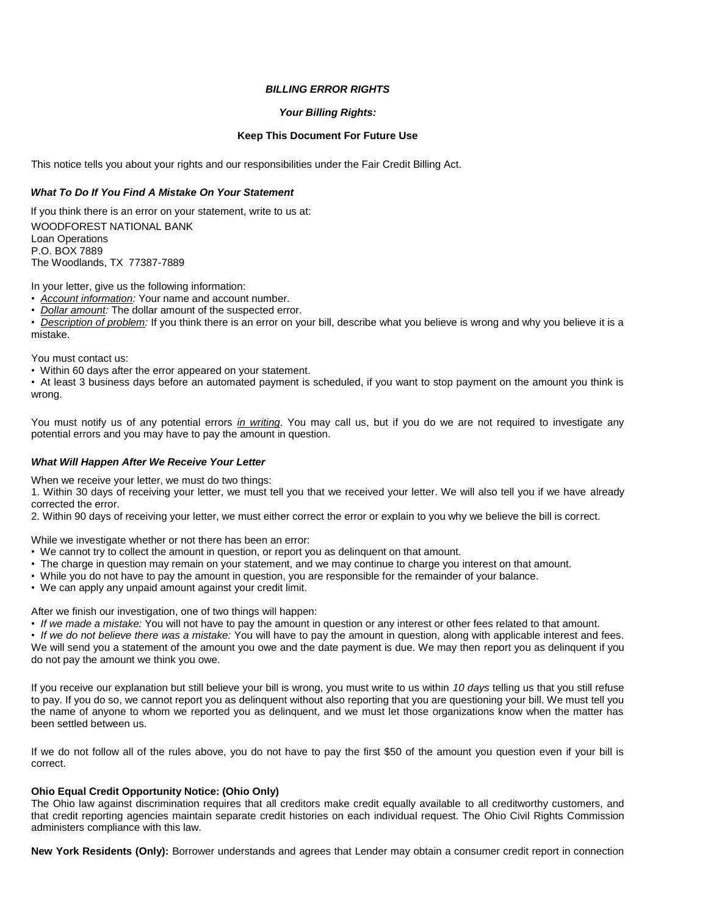### *BILLING ERROR RIGHTS*

***Your Billing Rights:***

**Keep This Document For Future Use**

This notice tells you about your rights and our responsibilities under the Fair Credit Billing Act.

***What To Do If You Find A Mistake On Your Statement***

If you think there is an error on your statement, write to us at:

WOODFOREST NATIONAL BANK
Loan Operations
P.O. BOX 7889
The Woodlands, TX 77387-7889

In your letter, give us the following information:

- <u>*Account information:*</u> Your name and account number.
- <u>*Dollar amount:*</u> The dollar amount of the suspected error.
- <u>*Description of problem:*</u> If you think there is an error on your bill, describe what you believe is wrong and why you believe it is a mistake.

You must contact us:

- Within 60 days after the error appeared on your statement.
- At least 3 business days before an automated payment is scheduled, if you want to stop payment on the amount you think is wrong.

You must notify us of any potential errors <u>*in writing*</u>. You may call us, but if you do we are not required to investigate any potential errors and you may have to pay the amount in question.

***What Will Happen After We Receive Your Letter***

When we receive your letter, we must do two things:

1. Within 30 days of receiving your letter, we must tell you that we received your letter. We will also tell you if we have already corrected the error.
2. Within 90 days of receiving your letter, we must either correct the error or explain to you why we believe the bill is correct.

While we investigate whether or not there has been an error:

- We cannot try to collect the amount in question, or report you as delinquent on that amount.
- The charge in question may remain on your statement, and we may continue to charge you interest on that amount.
- While you do not have to pay the amount in question, you are responsible for the remainder of your balance.
- We can apply any unpaid amount against your credit limit.

After we finish our investigation, one of two things will happen:

- *If we made a mistake:* You will not have to pay the amount in question or any interest or other fees related to that amount.
- *If we do not believe there was a mistake:* You will have to pay the amount in question, along with applicable interest and fees. We will send you a statement of the amount you owe and the date payment is due. We may then report you as delinquent if you do not pay the amount we think you owe.

If you receive our explanation but still believe your bill is wrong, you must write to us within *10 days* telling us that you still refuse to pay. If you do so, we cannot report you as delinquent without also reporting that you are questioning your bill. We must tell you the name of anyone to whom we reported you as delinquent, and we must let those organizations know when the matter has been settled between us.

If we do not follow all of the rules above, you do not have to pay the first $50 of the amount you question even if your bill is correct.

**Ohio Equal Credit Opportunity Notice: (Ohio Only)**
The Ohio law against discrimination requires that all creditors make credit equally available to all creditworthy customers, and that credit reporting agencies maintain separate credit histories on each individual request. The Ohio Civil Rights Commission administers compliance with this law.

**New York Residents (Only):** Borrower understands and agrees that Lender may obtain a consumer credit report in connection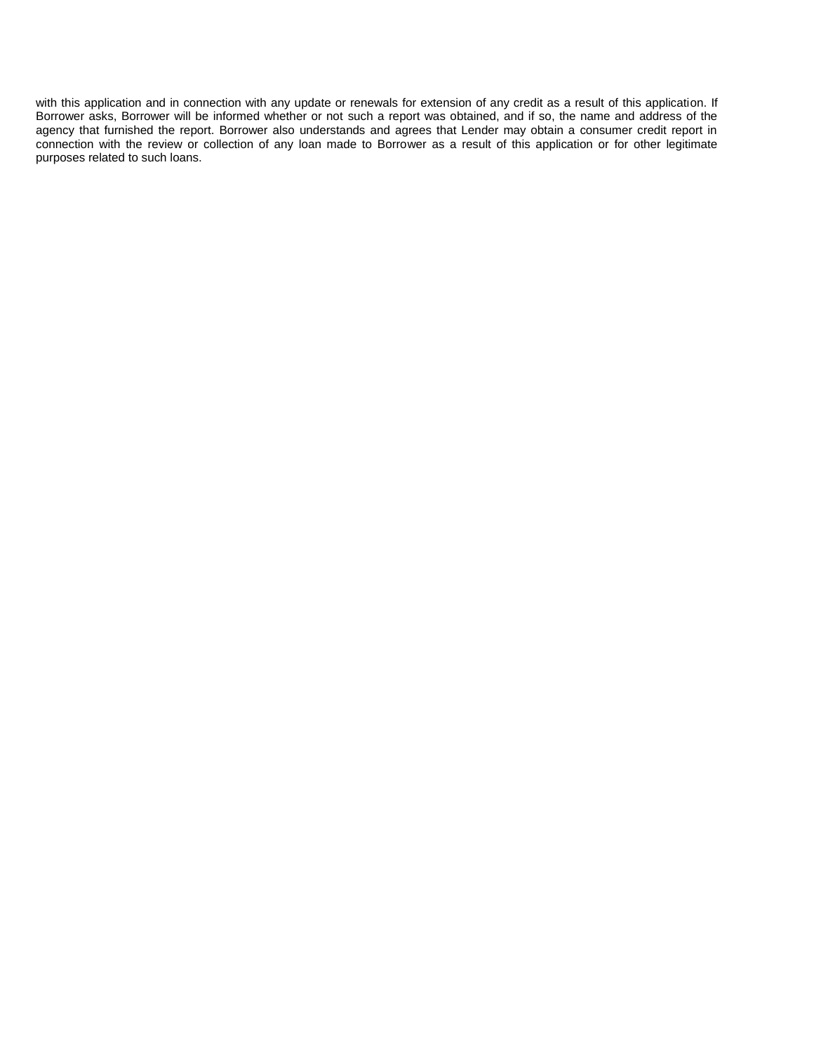with this application and in connection with any update or renewals for extension of any credit as a result of this application. If Borrower asks, Borrower will be informed whether or not such a report was obtained, and if so, the name and address of the agency that furnished the report. Borrower also understands and agrees that Lender may obtain a consumer credit report in connection with the review or collection of any loan made to Borrower as a result of this application or for other legitimate purposes related to such loans.